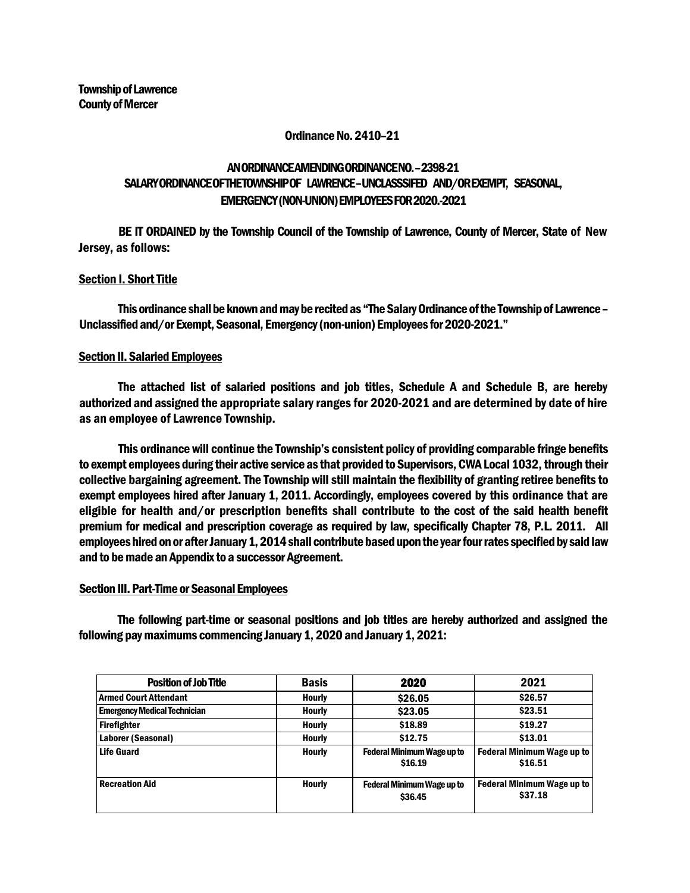**Township of Lawrence**
**County of Mercer**

**Ordinance No. 2410–21**

**AN ORDINANCE AMENDING ORDINANCE NO. – 2398-21 SALARY ORDINANCE OF THE TOWNSHIP OF LAWRENCE – UNCLASSSIFED AND/OR EXEMPT, SEASONAL, EMERGENCY (NON-UNION) EMPLOYEES FOR 2020.-2021**

BE IT ORDAINED by the Township Council of the Township of Lawrence, County of Mercer, State of New Jersey, as follows:

## Section I. Short Title

This ordinance shall be known and may be recited as "The Salary Ordinance of the Township of Lawrence – Unclassified and/or Exempt, Seasonal, Emergency (non-union) Employees for 2020-2021."

## Section II. Salaried Employees

The attached list of salaried positions and job titles, Schedule A and Schedule B, are hereby authorized and assigned the appropriate salary ranges for 2020-2021 and are determined by date of hire as an employee of Lawrence Township.

This ordinance will continue the Township's consistent policy of providing comparable fringe benefits to exempt employees during their active service as that provided to Supervisors, CWA Local 1032, through their collective bargaining agreement. The Township will still maintain the flexibility of granting retiree benefits to exempt employees hired after January 1, 2011. Accordingly, employees covered by this ordinance that are eligible for health and/or prescription benefits shall contribute to the cost of the said health benefit premium for medical and prescription coverage as required by law, specifically Chapter 78, P.L. 2011. All employees hired on or after January 1, 2014 shall contribute based upon the year four rates specified by said law and to be made an Appendix to a successor Agreement.

## Section III. Part-Time or Seasonal Employees

The following part-time or seasonal positions and job titles are hereby authorized and assigned the following pay maximums commencing January 1, 2020 and January 1, 2021:

| Position of Job Title | Basis | 2020 | 2021 |
|---|---|---|---|
| Armed Court Attendant | Hourly | $26.05 | $26.57 |
| Emergency Medical Technician | Hourly | $23.05 | $23.51 |
| Firefighter | Hourly | $18.89 | $19.27 |
| Laborer (Seasonal) | Hourly | $12.75 | $13.01 |
| Life Guard | Hourly | Federal Minimum Wage up to $16.19 | Federal Minimum Wage up to $16.51 |
| Recreation Aid | Hourly | Federal Minimum Wage up to $36.45 | Federal Minimum Wage up to $37.18 |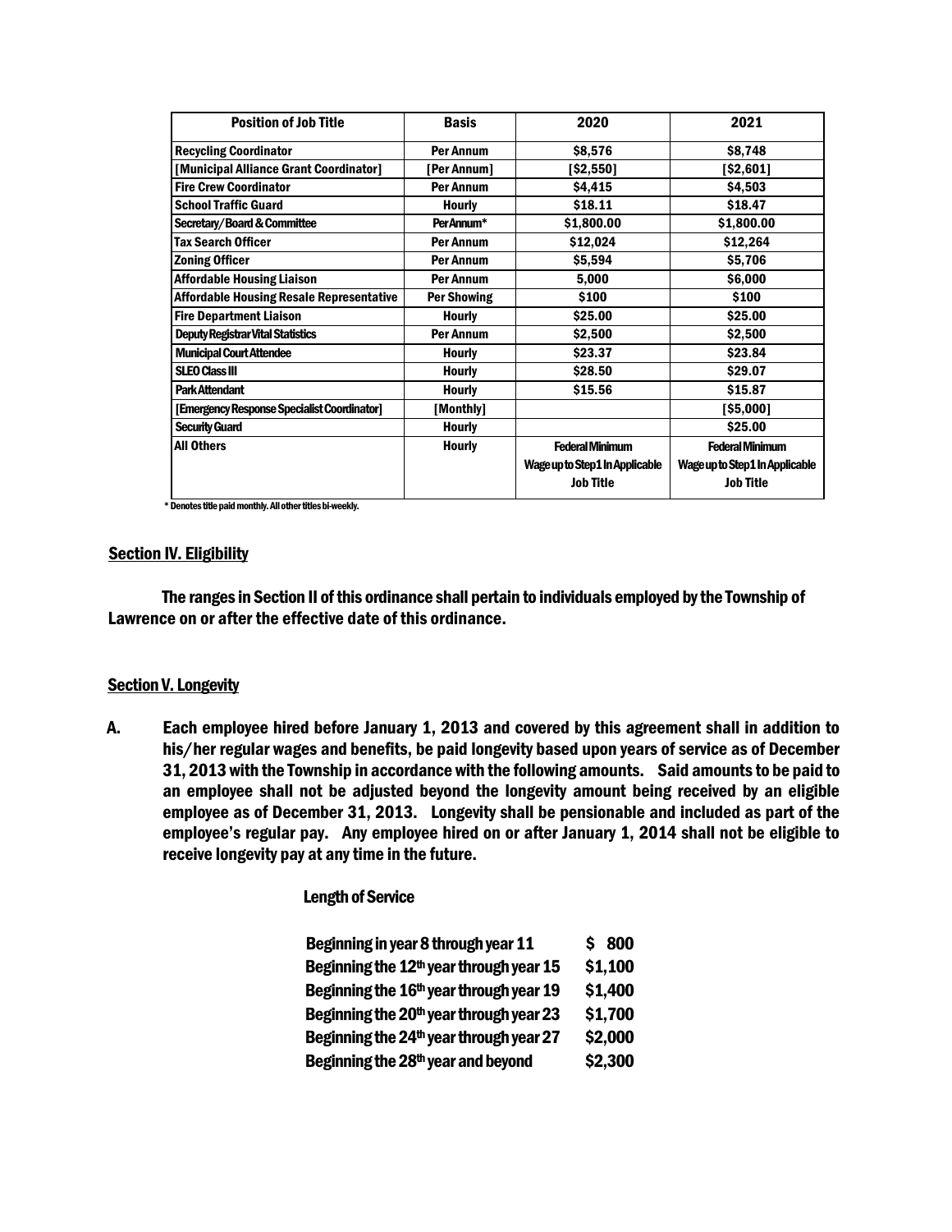| Position of Job Title | Basis | 2020 | 2021 |
|---|---|---|---|
| Recycling Coordinator | Per Annum | $8,576 | $8,748 |
| [Municipal Alliance Grant Coordinator] | [Per Annum] | [$2,550] | [$2,601] |
| Fire Crew Coordinator | Per Annum | $4,415 | $4,503 |
| School Traffic Guard | Hourly | $18.11 | $18.47 |
| Secretary/Board & Committee | Per Annum* | $1,800.00 | $1,800.00 |
| Tax Search Officer | Per Annum | $12,024 | $12,264 |
| Zoning Officer | Per Annum | $5,594 | $5,706 |
| Affordable Housing Liaison | Per Annum | 5,000 | $6,000 |
| Affordable Housing Resale Representative | Per Showing | $100 | $100 |
| Fire Department Liaison | Hourly | $25.00 | $25.00 |
| Deputy Registrar Vital Statistics | Per Annum | $2,500 | $2,500 |
| Municipal Court Attendee | Hourly | $23.37 | $23.84 |
| SLEO Class III | Hourly | $28.50 | $29.07 |
| Park Attendant | Hourly | $15.56 | $15.87 |
| [Emergency Response Specialist Coordinator] | [Monthly] | | [$5,000] |
| Security Guard | Hourly | | $25.00 |
| All Others | Hourly | Federal Minimum Wage up to Step 1 In Applicable Job Title | Federal Minimum Wage up to Step 1 In Applicable Job Title |

* Denotes title paid monthly. All other titles bi-weekly.

## Section IV. Eligibility

The ranges in Section II of this ordinance shall pertain to individuals employed by the Township of Lawrence on or after the effective date of this ordinance.

## Section V. Longevity

A. Each employee hired before January 1, 2013 and covered by this agreement shall in addition to his/her regular wages and benefits, be paid longevity based upon years of service as of December 31, 2013 with the Township in accordance with the following amounts. Said amounts to be paid to an employee shall not be adjusted beyond the longevity amount being received by an eligible employee as of December 31, 2013. Longevity shall be pensionable and included as part of the employee's regular pay. Any employee hired on or after January 1, 2014 shall not be eligible to receive longevity pay at any time in the future.

**Length of Service**

| | |
|---|---|
| Beginning in year 8 through year 11 | $ 800 |
| Beginning the 12th year through year 15 | $1,100 |
| Beginning the 16th year through year 19 | $1,400 |
| Beginning the 20th year through year 23 | $1,700 |
| Beginning the 24th year through year 27 | $2,000 |
| Beginning the 28th year and beyond | $2,300 |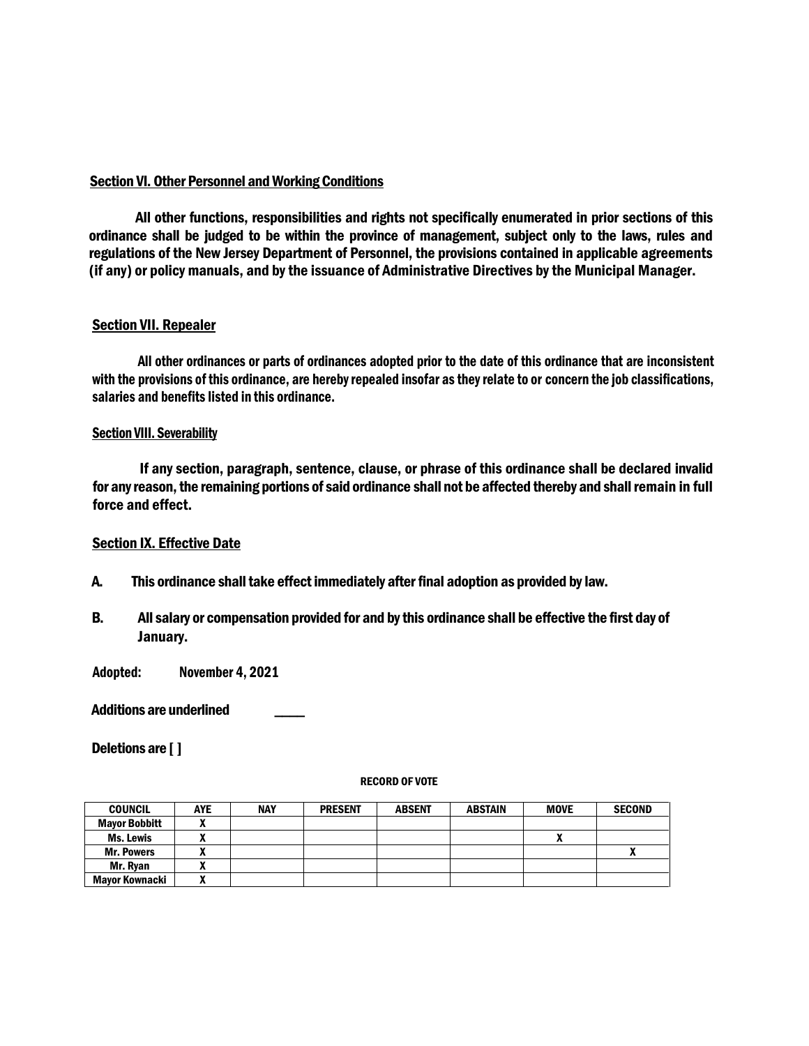**Section VI. Other Personnel and Working Conditions**

All other functions, responsibilities and rights not specifically enumerated in prior sections of this ordinance shall be judged to be within the province of management, subject only to the laws, rules and regulations of the New Jersey Department of Personnel, the provisions contained in applicable agreements (if any) or policy manuals, and by the issuance of Administrative Directives by the Municipal Manager.

**Section VII. Repealer**

All other ordinances or parts of ordinances adopted prior to the date of this ordinance that are inconsistent with the provisions of this ordinance, are hereby repealed insofar as they relate to or concern the job classifications, salaries and benefits listed in this ordinance.

**Section VIII. Severability**

If any section, paragraph, sentence, clause, or phrase of this ordinance shall be declared invalid for any reason, the remaining portions of said ordinance shall not be affected thereby and shall remain in full force and effect.

**Section IX. Effective Date**

A. This ordinance shall take effect immediately after final adoption as provided by law.

B. All salary or compensation provided for and by this ordinance shall be effective the first day of January.

Adopted: November 4, 2021

Additions are underlined ____

Deletions are [ ]

RECORD OF VOTE

| COUNCIL | AYE | NAY | PRESENT | ABSENT | ABSTAIN | MOVE | SECOND |
|---|---|---|---|---|---|---|---|
| Mayor Bobbitt | X | | | | | | |
| Ms. Lewis | X | | | | | X | |
| Mr. Powers | X | | | | | | X |
| Mr. Ryan | X | | | | | | |
| Mayor Kownacki | X | | | | | | |